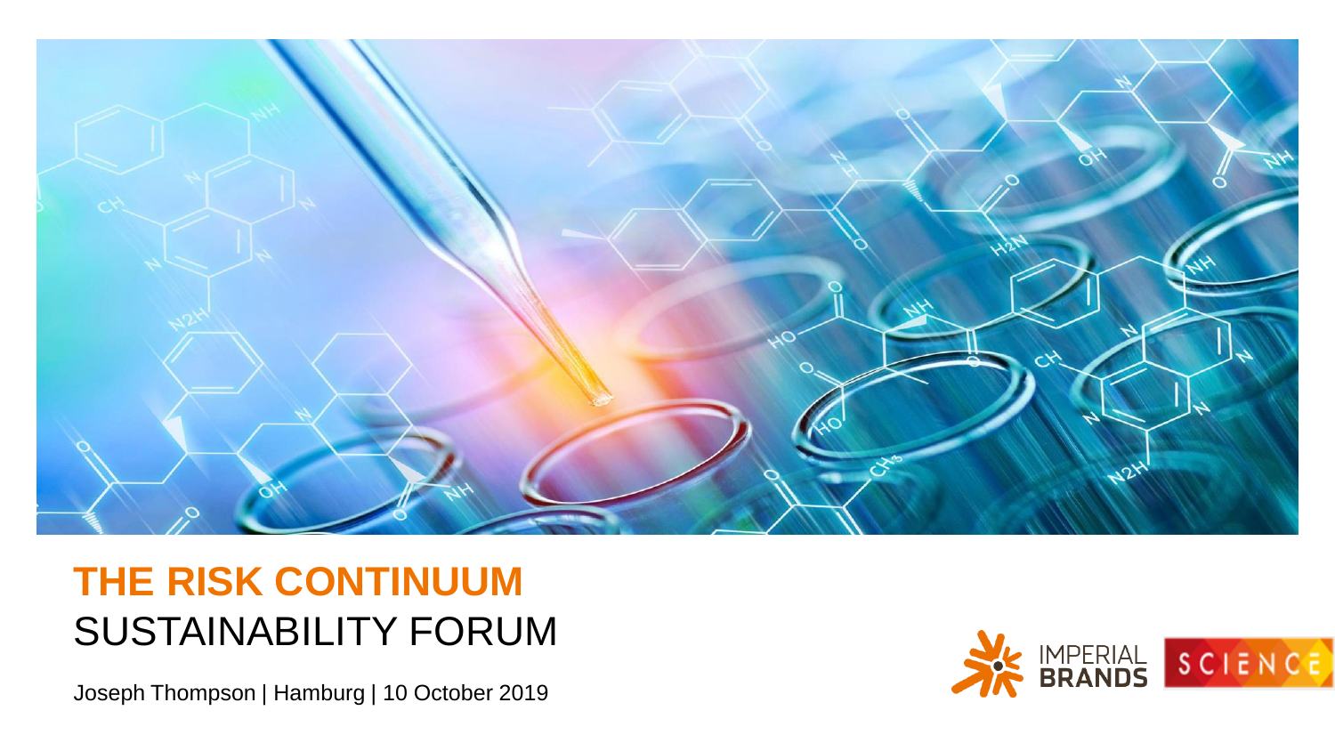# THE RISK CONTINUUM

## SUSTAINABILITY FORUM

Joseph Thompson | Hamburg | 10 October 2019

IMPERIAL BRANDS SCIENCE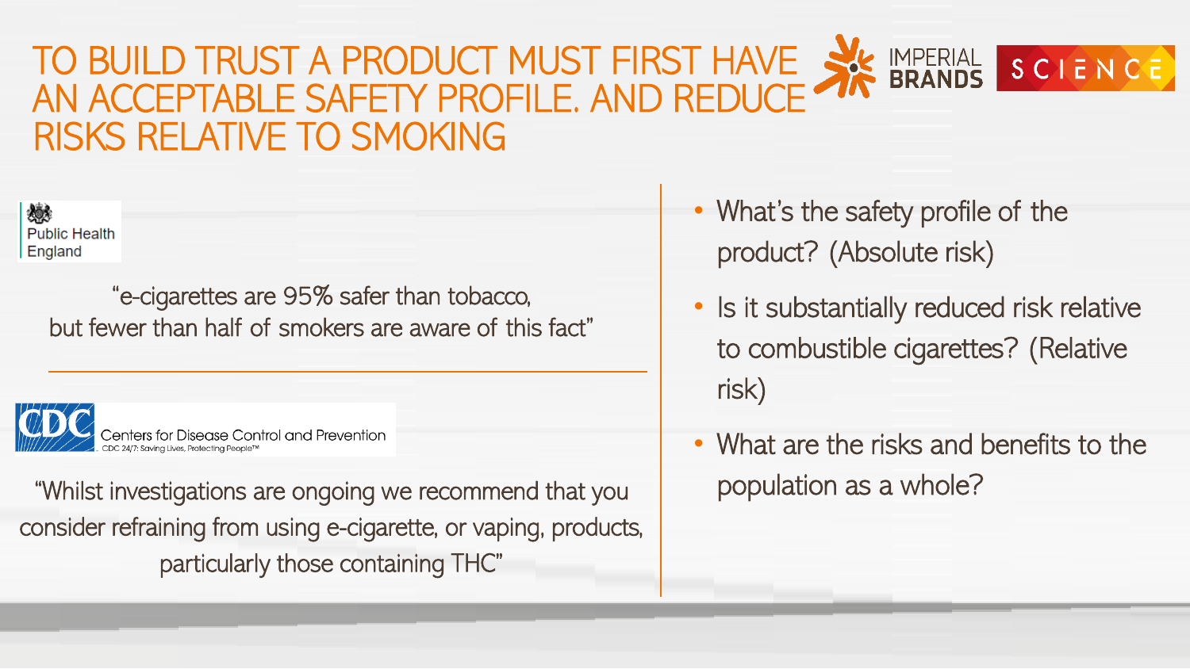# TO BUILD TRUST A PRODUCT MUST FIRST HAVE AN ACCEPTABLE SAFETY PROFILE. AND REDUCE RISKS RELATIVE TO SMOKING

IMPERIAL BRANDS SCIENCE

Public Health England

"e-cigarettes are 95% safer than tobacco, but fewer than half of smokers are aware of this fact"

CDC Centers for Disease Control and Prevention
CDC 24/7: Saving Lives, Protecting People™

"Whilst investigations are ongoing we recommend that you consider refraining from using e-cigarette, or vaping, products, particularly those containing THC"

- What's the safety profile of the product? (Absolute risk)
- Is it substantially reduced risk relative to combustible cigarettes? (Relative risk)
- What are the risks and benefits to the population as a whole?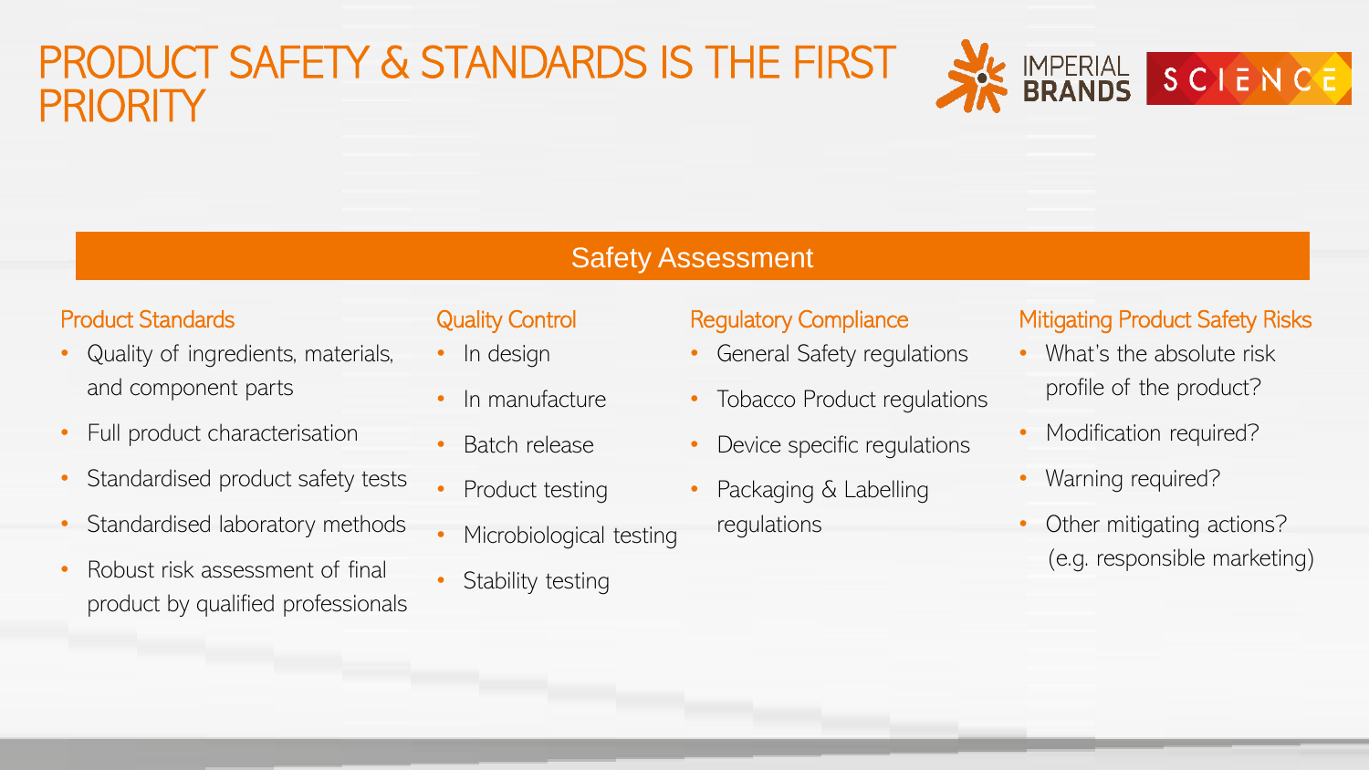# PRODUCT SAFETY & STANDARDS IS THE FIRST PRIORITY

## Safety Assessment

### Product Standards

- Quality of ingredients, materials, and component parts
- Full product characterisation
- Standardised product safety tests
- Standardised laboratory methods
- Robust risk assessment of final product by qualified professionals

### Quality Control

- In design
- In manufacture
- Batch release
- Product testing
- Microbiological testing
- Stability testing

### Regulatory Compliance

- General Safety regulations
- Tobacco Product regulations
- Device specific regulations
- Packaging & Labelling regulations

### Mitigating Product Safety Risks

- What's the absolute risk profile of the product?
- Modification required?
- Warning required?
- Other mitigating actions? (e.g. responsible marketing)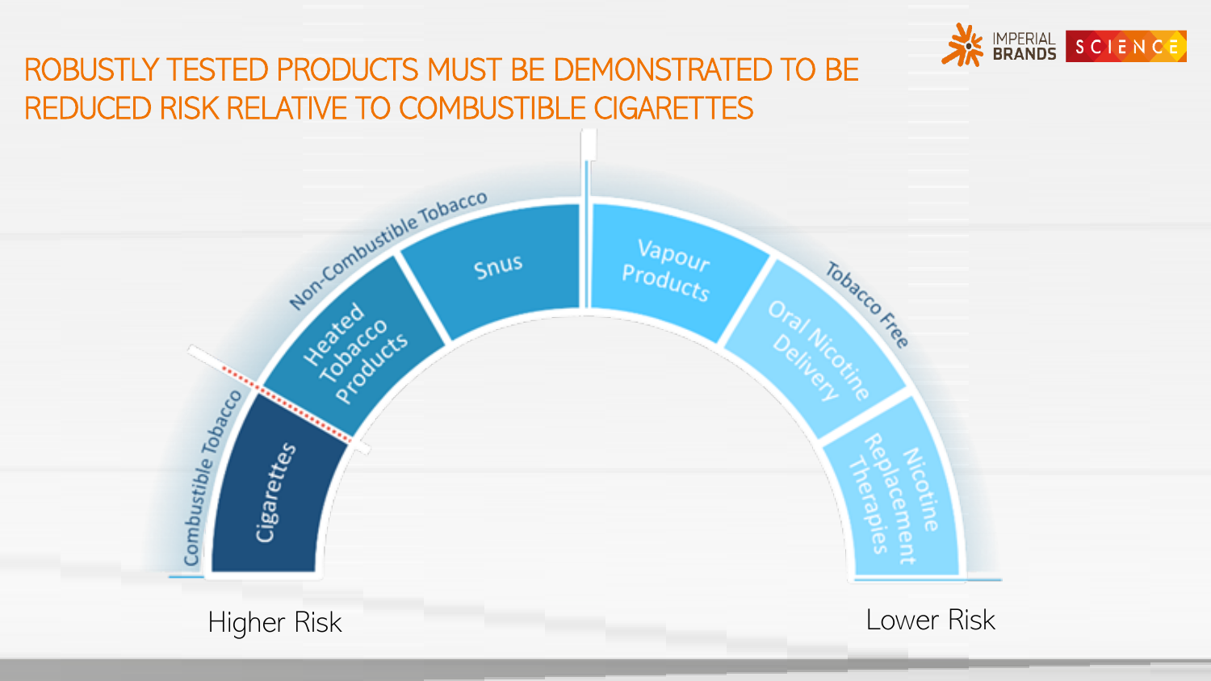# ROBUSTLY TESTED PRODUCTS MUST BE DEMONSTRATED TO BE REDUCED RISK RELATIVE TO COMBUSTIBLE CIGARETTES

Combustible Tobacco

- Cigarettes

Non-Combustible Tobacco

- Heated Tobacco Products
- Snus

Tobacco Free

- Vapour Products
- Oral Nicotine Delivery
- Nicotine Replacement Therapies

Higher Risk → Lower Risk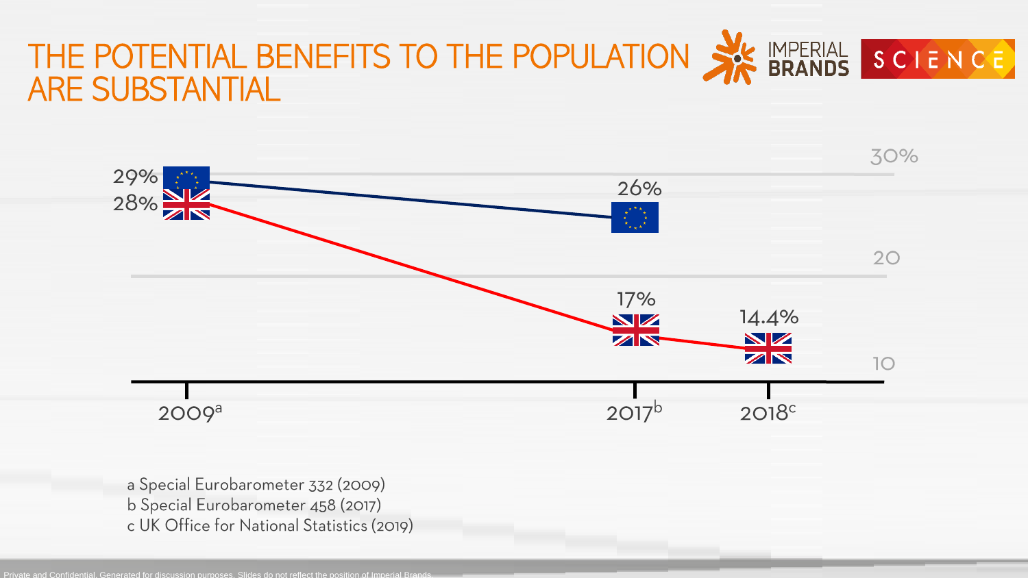# THE POTENTIAL BENEFITS TO THE POPULATION ARE SUBSTANTIAL

| Year | EU | UK |
| --- | --- | --- |
| 2009[a] | 29% | 28% |
| 2017[b] | 26% | 17% |
| 2018[c] | | 14.4% |

a Special Eurobarometer 332 (2009)
b Special Eurobarometer 458 (2017)
c UK Office for National Statistics (2019)

Private and Confidential. Generated for discussion purposes. Slides do not reflect the position of Imperial Brands.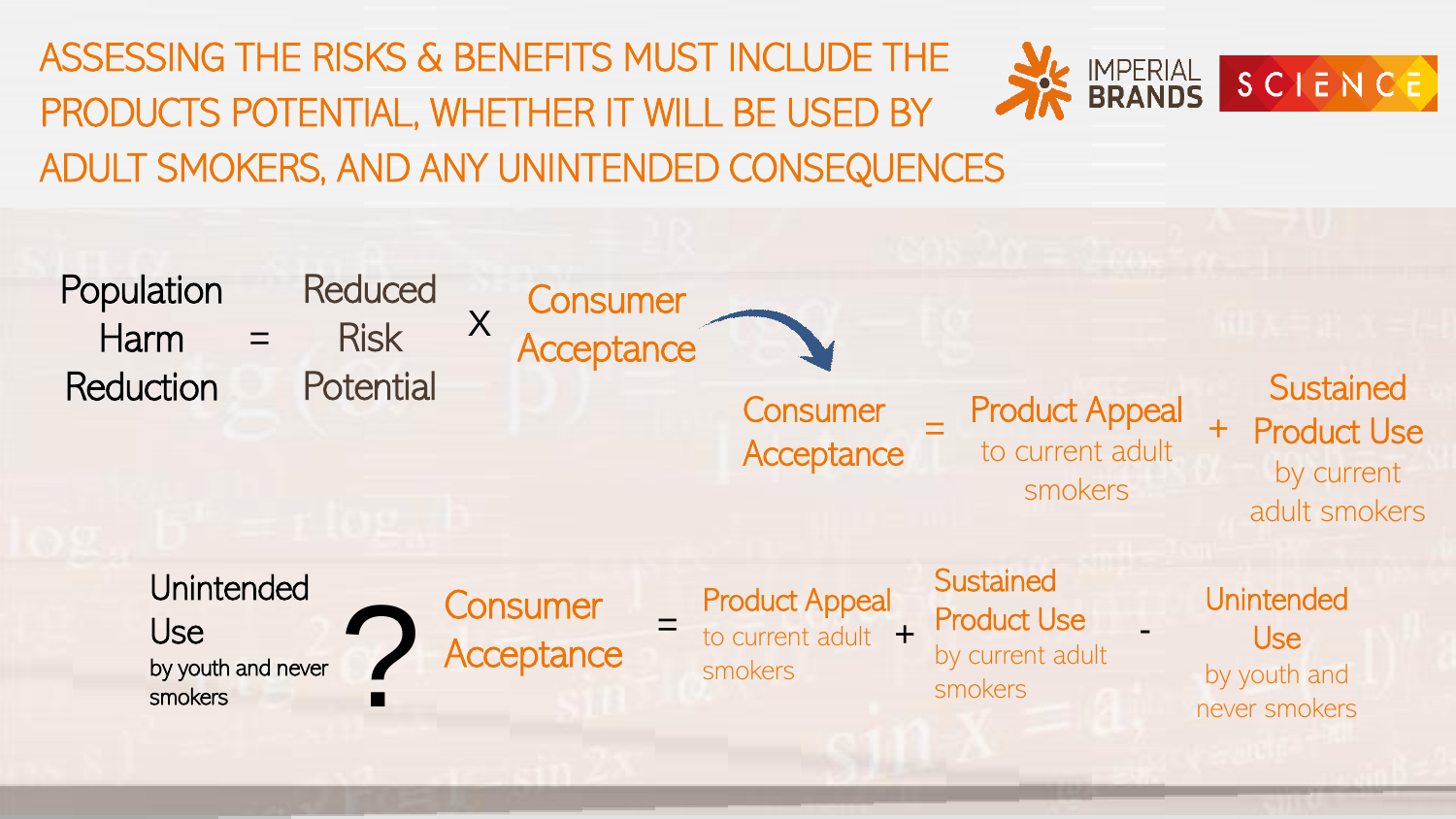# ASSESSING THE RISKS & BENEFITS MUST INCLUDE THE PRODUCTS POTENTIAL, WHETHER IT WILL BE USED BY ADULT SMOKERS, AND ANY UNINTENDED CONSEQUENCES

**Population Harm Reduction** = **Reduced Risk Potential** X **Consumer Acceptance**

**Consumer Acceptance** = **Product Appeal** to current adult smokers + **Sustained Product Use** by current adult smokers

**Unintended Use** by youth and never smokers **?** **Consumer Acceptance** = **Product Appeal** to current adult smokers + **Sustained Product Use** by current adult smokers - **Unintended Use** by youth and never smokers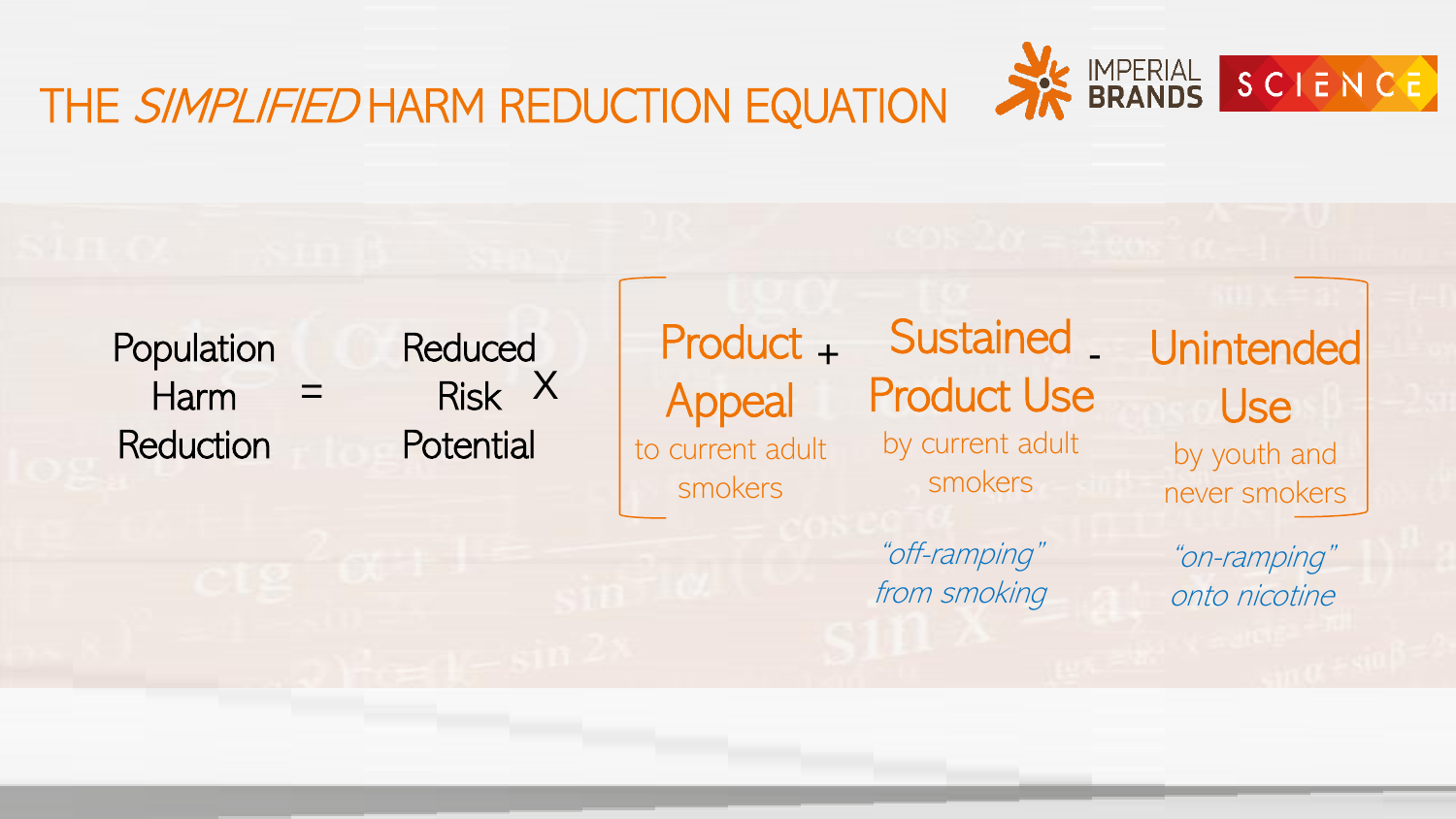# THE *SIMPLIFIED* HARM REDUCTION EQUATION

Population Harm Reduction = Reduced Risk Potential X [ Product Appeal to current adult smokers + Sustained Product Use by current adult smokers - Unintended Use by youth and never smokers ]

Sustained Product Use: *"off-ramping" from smoking*

Unintended Use: *"on-ramping" onto nicotine*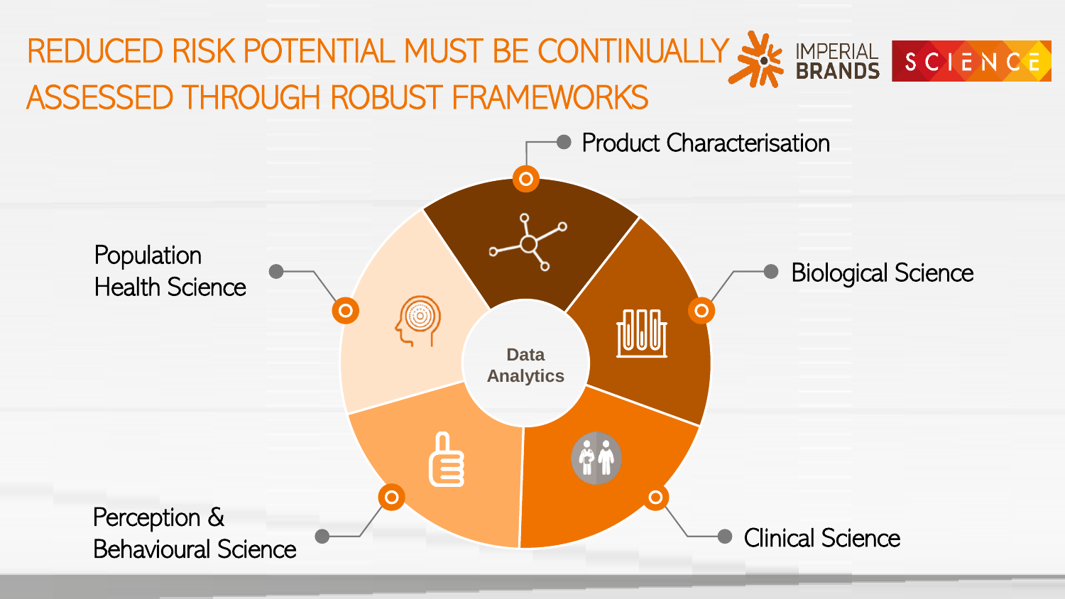# REDUCED RISK POTENTIAL MUST BE CONTINUALLY ASSESSED THROUGH ROBUST FRAMEWORKS

IMPERIAL BRANDS SCIENCE

- Product Characterisation
- Biological Science
- Clinical Science
- Perception & Behavioural Science
- Population Health Science

Data Analytics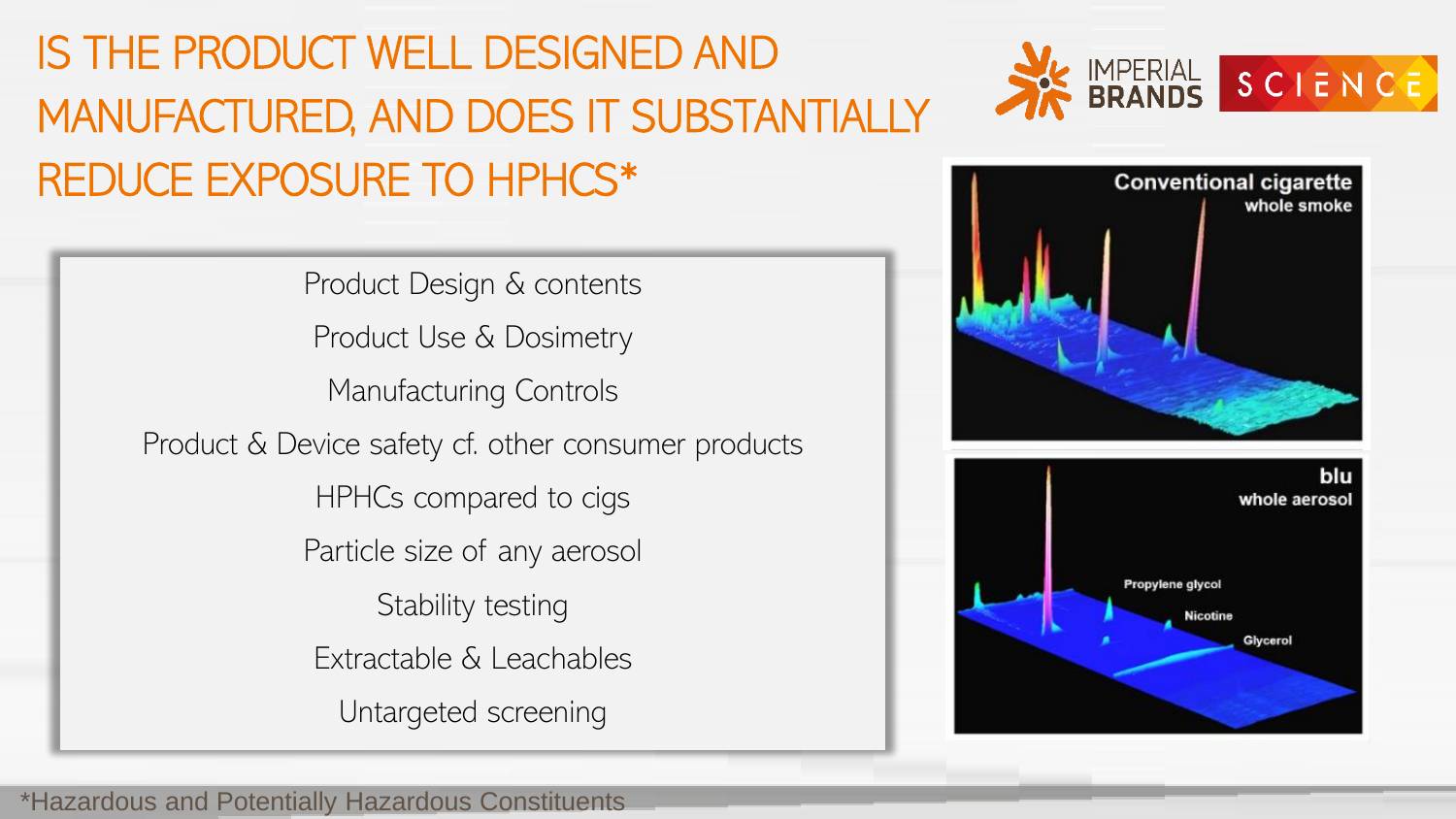# IS THE PRODUCT WELL DESIGNED AND MANUFACTURED, AND DOES IT SUBSTANTIALLY REDUCE EXPOSURE TO HPHCS*

- Product Design & contents
- Product Use & Dosimetry
- Manufacturing Controls
- Product & Device safety cf. other consumer products
- HPHCs compared to cigs
- Particle size of any aerosol
- Stability testing
- Extractable & Leachables
- Untargeted screening

Conventional cigarette whole smoke

blu whole aerosol

*Hazardous and Potentially Hazardous Constituents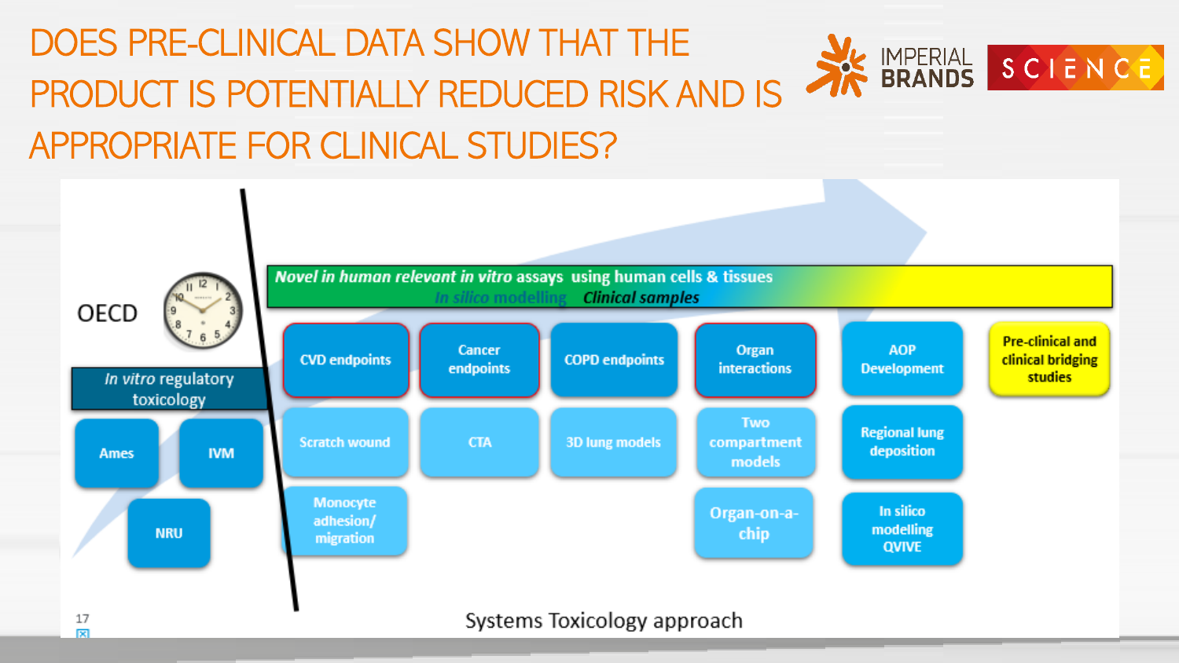# DOES PRE-CLINICAL DATA SHOW THAT THE PRODUCT IS POTENTIALLY REDUCED RISK AND IS APPROPRIATE FOR CLINICAL STUDIES?

OECD

*In vitro* regulatory toxicology

- Ames
- IVM
- NRU

***Novel in human relevant in vitro* assays using human cells & tissues**

*In silico modelling* ***Clinical samples***

- CVD endpoints
  - Scratch wound
  - Monocyte adhesion/ migration
- Cancer endpoints
  - CTA
- COPD endpoints
  - 3D lung models
- Organ interactions
  - Two compartment models
  - Organ-on-a-chip
- AOP Development
  - Regional lung deposition
  - In silico modelling QVIVE
- Pre-clinical and clinical bridging studies

Systems Toxicology approach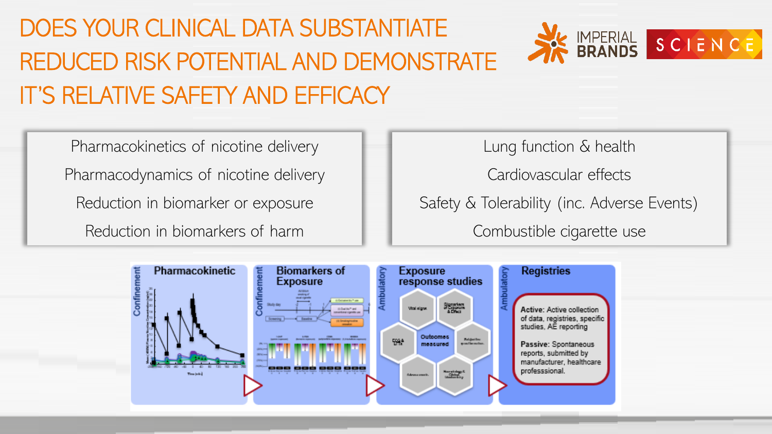# DOES YOUR CLINICAL DATA SUBSTANTIATE REDUCED RISK POTENTIAL AND DEMONSTRATE IT'S RELATIVE SAFETY AND EFFICACY

IMPERIAL BRANDS SCIENCE

- Pharmacokinetics of nicotine delivery
- Pharmacodynamics of nicotine delivery
- Reduction in biomarker or exposure
- Reduction in biomarkers of harm

- Lung function & health
- Cardiovascular effects
- Safety & Tolerability (inc. Adverse Events)
- Combustible cigarette use

**Confinement — Pharmacokinetic**

**Confinement — Biomarkers of Exposure**

**Ambulatory — Exposure response studies**

Outcomes measured

**Ambulatory — Registries**

**Active:** Active collection of data, registries, specific studies, AE reporting

**Passive:** Spontaneous reports, submitted by manufacturer, healthcare professsional.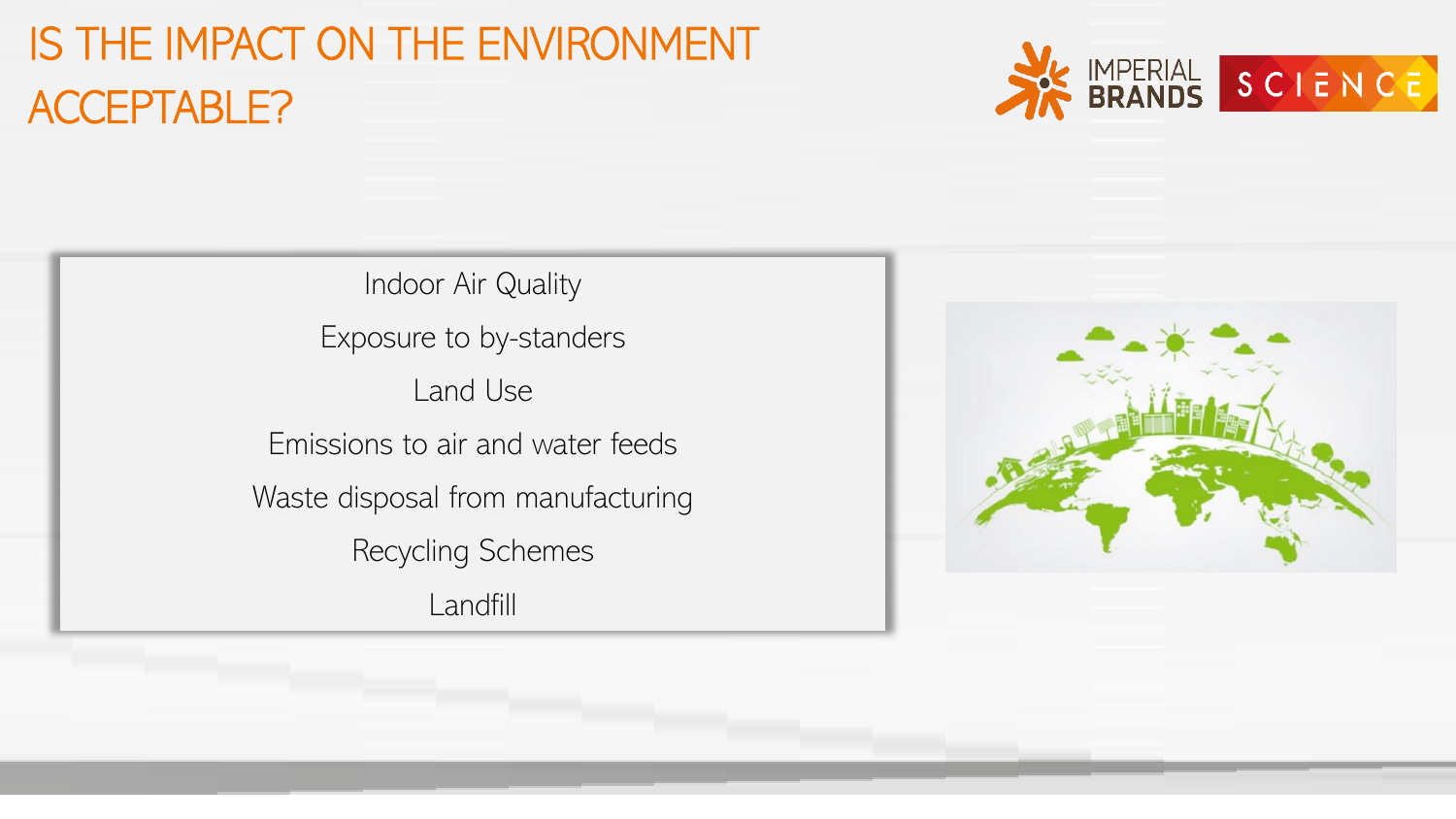# IS THE IMPACT ON THE ENVIRONMENT ACCEPTABLE?

- Indoor Air Quality
- Exposure to by-standers
- Land Use
- Emissions to air and water feeds
- Waste disposal from manufacturing
- Recycling Schemes
- Landfill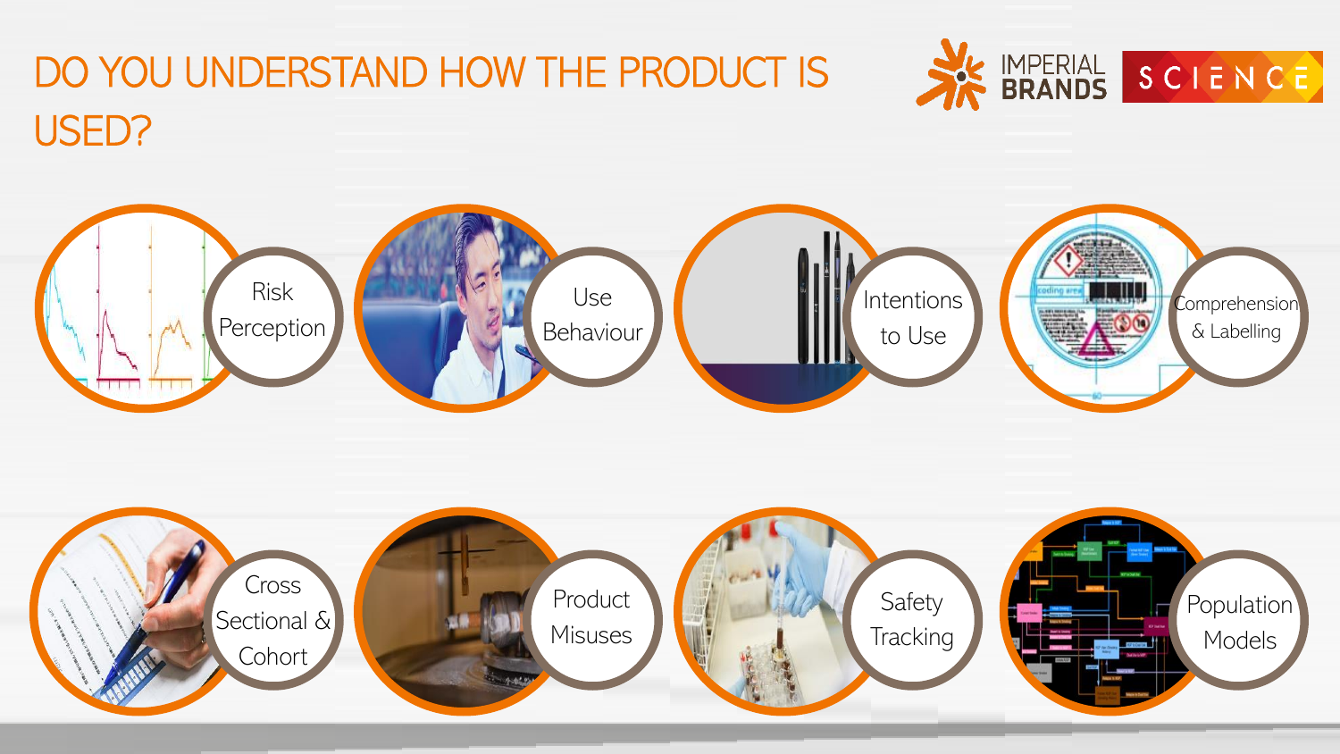# DO YOU UNDERSTAND HOW THE PRODUCT IS USED?

- Risk Perception
- Use Behaviour
- Intentions to Use
- Comprehension & Labelling
- Cross Sectional & Cohort
- Product Misuses
- Safety Tracking
- Population Models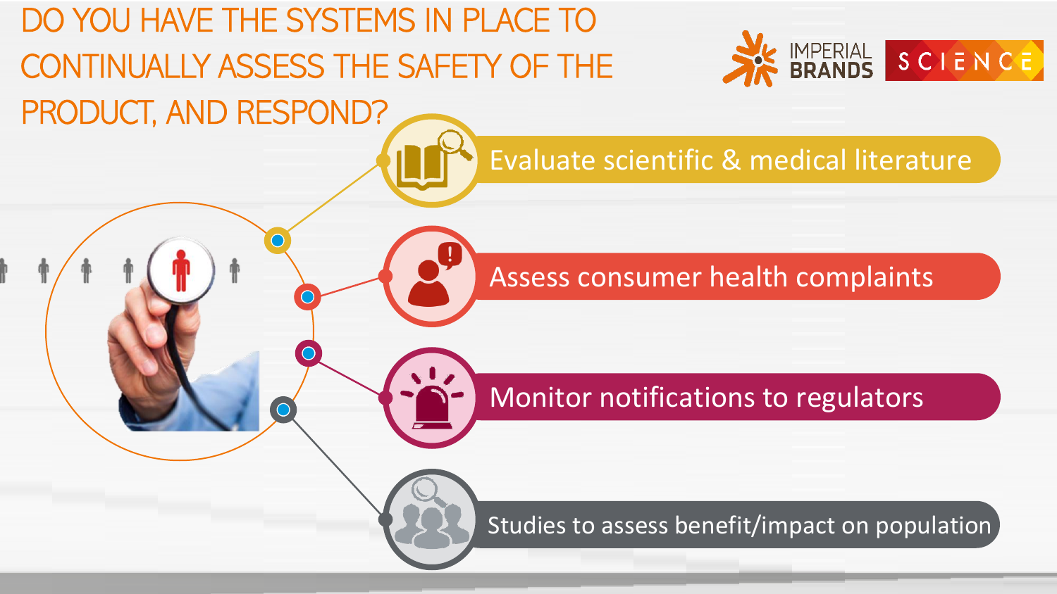# DO YOU HAVE THE SYSTEMS IN PLACE TO CONTINUALLY ASSESS THE SAFETY OF THE PRODUCT, AND RESPOND?

IMPERIAL BRANDS SCIENCE

- Evaluate scientific & medical literature
- Assess consumer health complaints
- Monitor notifications to regulators
- Studies to assess benefit/impact on population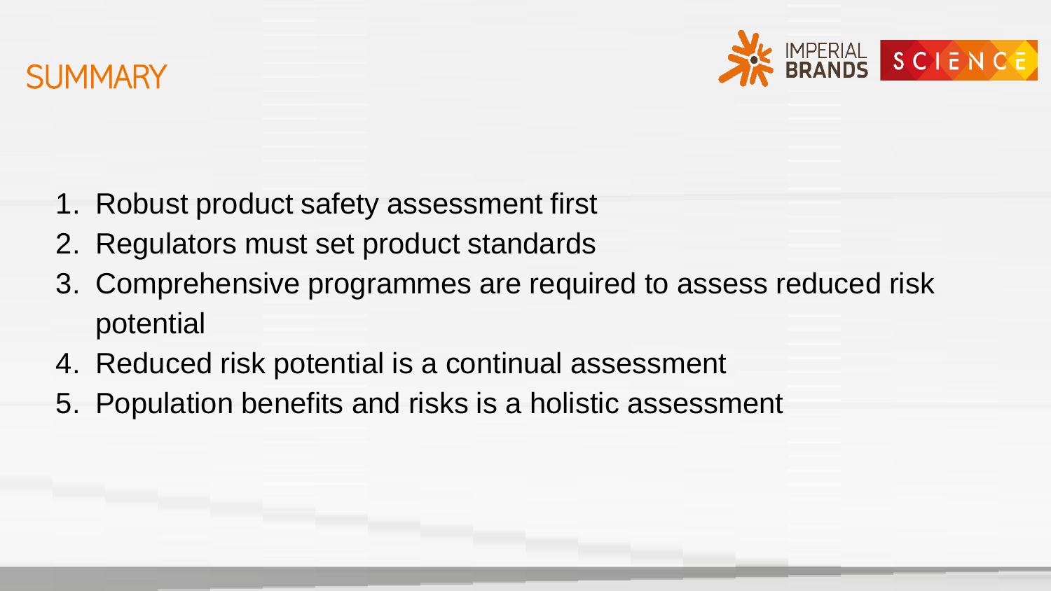# SUMMARY

1. Robust product safety assessment first
2. Regulators must set product standards
3. Comprehensive programmes are required to assess reduced risk potential
4. Reduced risk potential is a continual assessment
5. Population benefits and risks is a holistic assessment